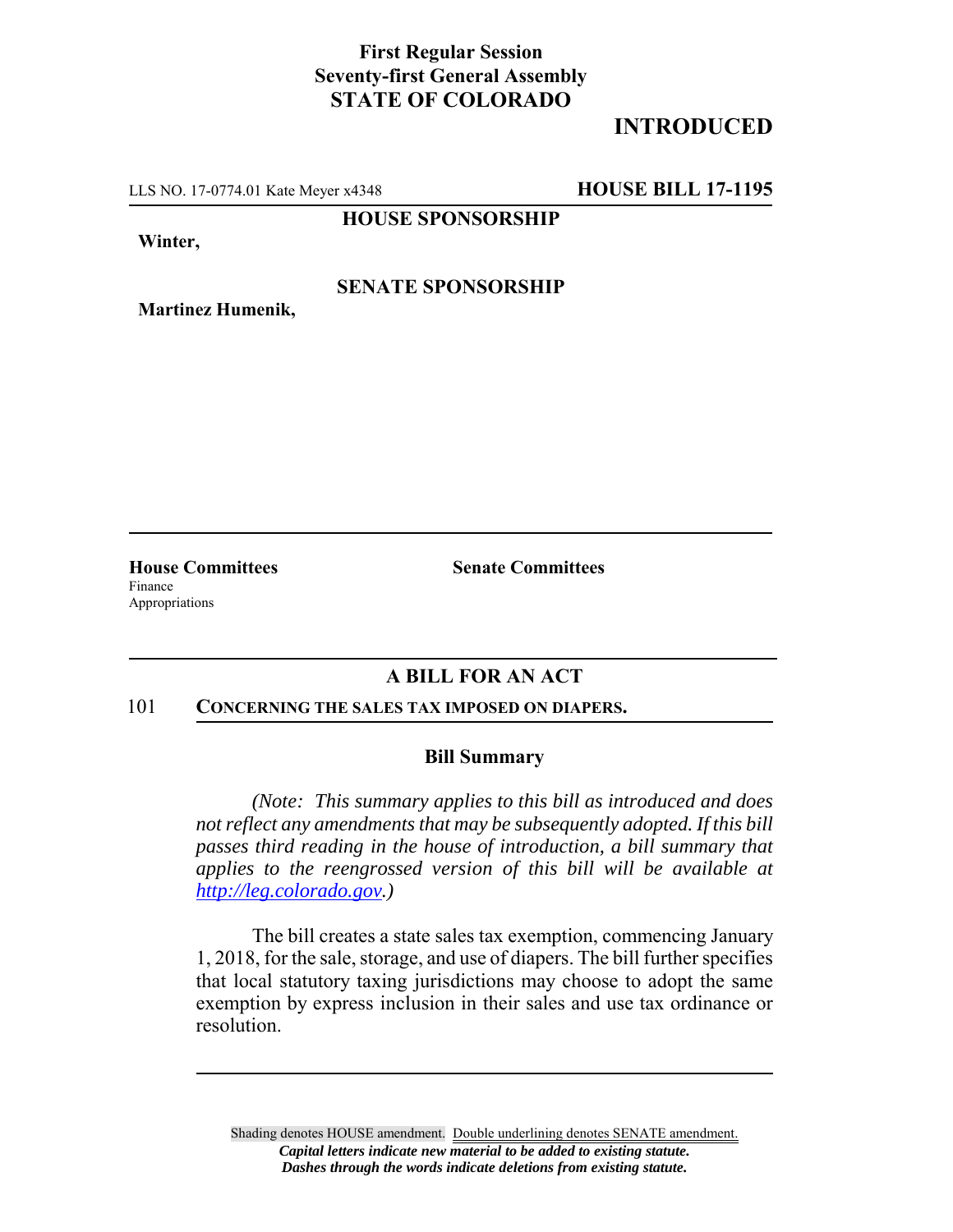**First Regular Session**
**Seventy-first General Assembly**
**STATE OF COLORADO**

**INTRODUCED**

LLS NO. 17-0774.01 Kate Meyer x4348 **HOUSE BILL 17-1195**

**HOUSE SPONSORSHIP**

**Winter,**

**SENATE SPONSORSHIP**

**Martinez Humenik,**

**House Committees**
Finance
Appropriations

**Senate Committees**

## A BILL FOR AN ACT

101 **CONCERNING THE SALES TAX IMPOSED ON DIAPERS.**

### Bill Summary

*(Note: This summary applies to this bill as introduced and does not reflect any amendments that may be subsequently adopted. If this bill passes third reading in the house of introduction, a bill summary that applies to the reengrossed version of this bill will be available at http://leg.colorado.gov.)*

The bill creates a state sales tax exemption, commencing January 1, 2018, for the sale, storage, and use of diapers. The bill further specifies that local statutory taxing jurisdictions may choose to adopt the same exemption by express inclusion in their sales and use tax ordinance or resolution.

Shading denotes HOUSE amendment. Double underlining denotes SENATE amendment.
*Capital letters indicate new material to be added to existing statute.*
*Dashes through the words indicate deletions from existing statute.*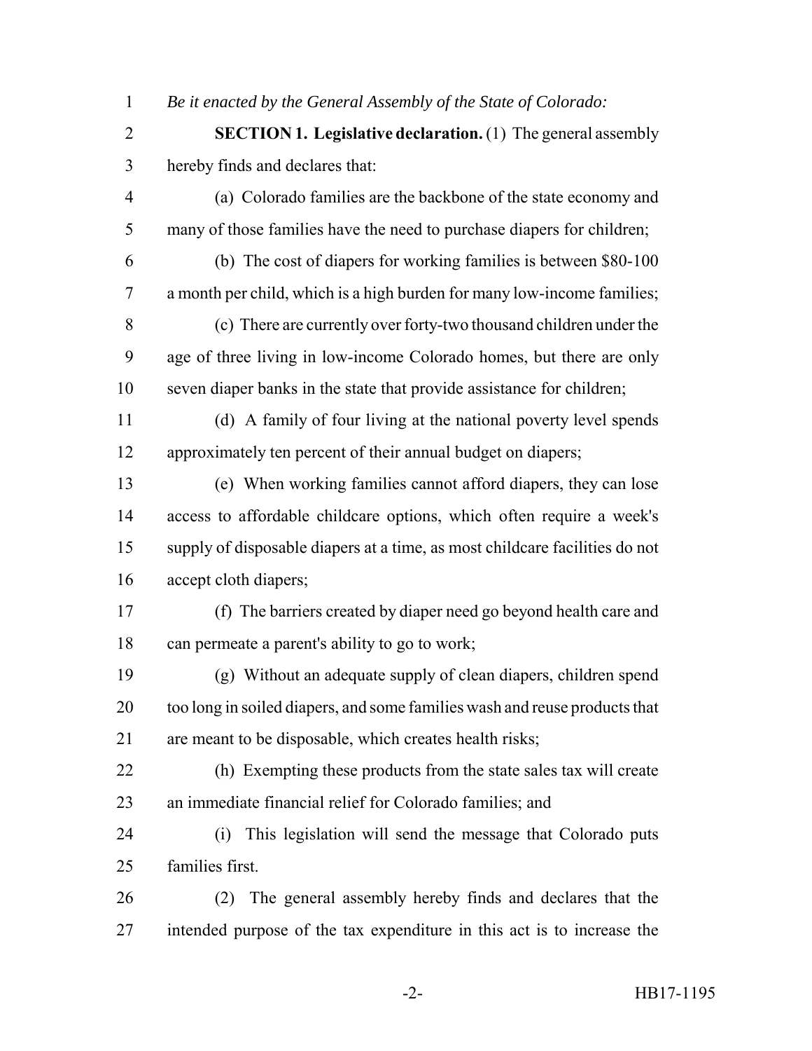*Be it enacted by the General Assembly of the State of Colorado:*

**SECTION 1. Legislative declaration.** (1) The general assembly hereby finds and declares that:

(a) Colorado families are the backbone of the state economy and many of those families have the need to purchase diapers for children;

(b) The cost of diapers for working families is between $80-100 a month per child, which is a high burden for many low-income families;

(c) There are currently over forty-two thousand children under the age of three living in low-income Colorado homes, but there are only seven diaper banks in the state that provide assistance for children;

(d) A family of four living at the national poverty level spends approximately ten percent of their annual budget on diapers;

(e) When working families cannot afford diapers, they can lose access to affordable childcare options, which often require a week's supply of disposable diapers at a time, as most childcare facilities do not accept cloth diapers;

(f) The barriers created by diaper need go beyond health care and can permeate a parent's ability to go to work;

(g) Without an adequate supply of clean diapers, children spend too long in soiled diapers, and some families wash and reuse products that are meant to be disposable, which creates health risks;

(h) Exempting these products from the state sales tax will create an immediate financial relief for Colorado families; and

(i) This legislation will send the message that Colorado puts families first.

(2) The general assembly hereby finds and declares that the intended purpose of the tax expenditure in this act is to increase the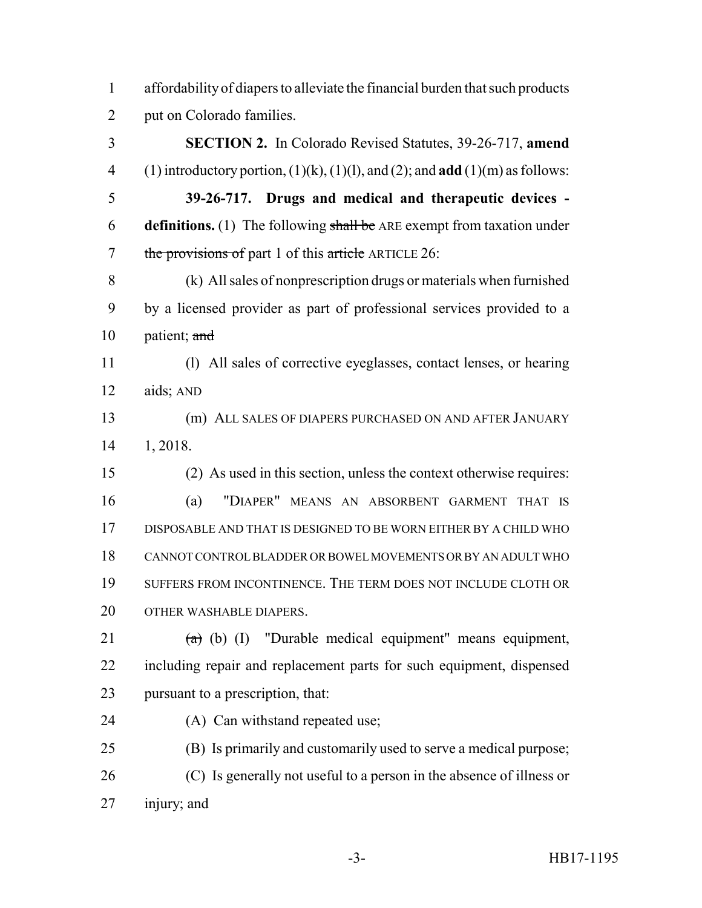affordability of diapers to alleviate the financial burden that such products put on Colorado families.

**SECTION 2.** In Colorado Revised Statutes, 39-26-717, **amend** (1) introductory portion, (1)(k), (1)(l), and (2); and **add** (1)(m) as follows:

**39-26-717. Drugs and medical and therapeutic devices - definitions.** (1) The following ~~shall be~~ ARE exempt from taxation under ~~the provisions of~~ part 1 of this ~~article~~ ARTICLE 26:

(k) All sales of nonprescription drugs or materials when furnished by a licensed provider as part of professional services provided to a patient; ~~and~~

(l) All sales of corrective eyeglasses, contact lenses, or hearing aids; AND

(m) ALL SALES OF DIAPERS PURCHASED ON AND AFTER JANUARY 1, 2018.

(2) As used in this section, unless the context otherwise requires:

(a) "DIAPER" MEANS AN ABSORBENT GARMENT THAT IS DISPOSABLE AND THAT IS DESIGNED TO BE WORN EITHER BY A CHILD WHO CANNOT CONTROL BLADDER OR BOWEL MOVEMENTS OR BY AN ADULT WHO SUFFERS FROM INCONTINENCE. THE TERM DOES NOT INCLUDE CLOTH OR OTHER WASHABLE DIAPERS.

~~(a)~~ (b) (I) "Durable medical equipment" means equipment, including repair and replacement parts for such equipment, dispensed pursuant to a prescription, that:

(A) Can withstand repeated use;

(B) Is primarily and customarily used to serve a medical purpose;

(C) Is generally not useful to a person in the absence of illness or injury; and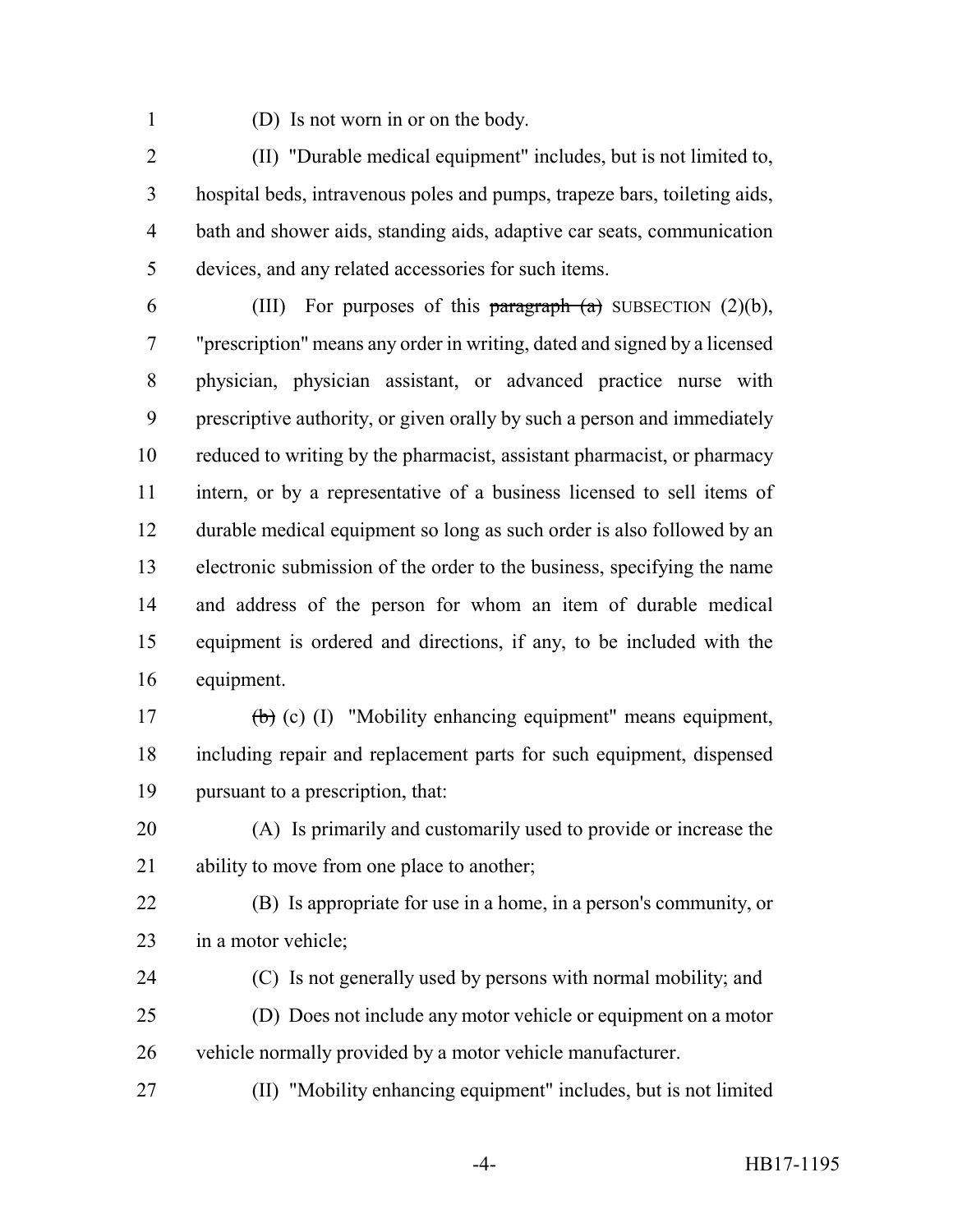(D) Is not worn in or on the body.

(II) "Durable medical equipment" includes, but is not limited to, hospital beds, intravenous poles and pumps, trapeze bars, toileting aids, bath and shower aids, standing aids, adaptive car seats, communication devices, and any related accessories for such items.

(III) For purposes of this ~~paragraph (a)~~ SUBSECTION (2)(b), "prescription" means any order in writing, dated and signed by a licensed physician, physician assistant, or advanced practice nurse with prescriptive authority, or given orally by such a person and immediately reduced to writing by the pharmacist, assistant pharmacist, or pharmacy intern, or by a representative of a business licensed to sell items of durable medical equipment so long as such order is also followed by an electronic submission of the order to the business, specifying the name and address of the person for whom an item of durable medical equipment is ordered and directions, if any, to be included with the equipment.

~~(b)~~ (c) (I) "Mobility enhancing equipment" means equipment, including repair and replacement parts for such equipment, dispensed pursuant to a prescription, that:

(A) Is primarily and customarily used to provide or increase the ability to move from one place to another;

(B) Is appropriate for use in a home, in a person's community, or in a motor vehicle;

(C) Is not generally used by persons with normal mobility; and

(D) Does not include any motor vehicle or equipment on a motor vehicle normally provided by a motor vehicle manufacturer.

(II) "Mobility enhancing equipment" includes, but is not limited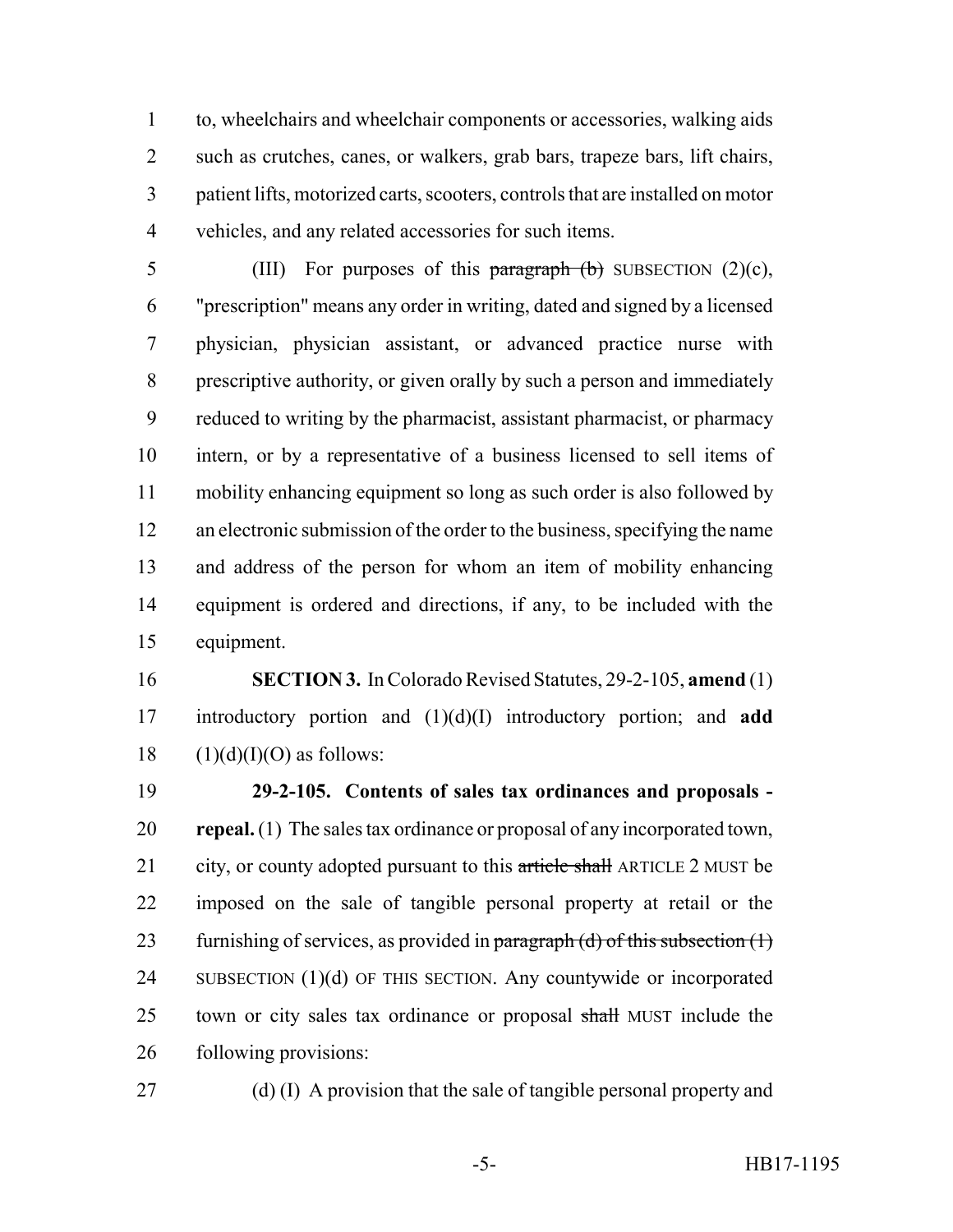to, wheelchairs and wheelchair components or accessories, walking aids such as crutches, canes, or walkers, grab bars, trapeze bars, lift chairs, patient lifts, motorized carts, scooters, controls that are installed on motor vehicles, and any related accessories for such items.

(III) For purposes of this ~~paragraph (b)~~ SUBSECTION (2)(c), "prescription" means any order in writing, dated and signed by a licensed physician, physician assistant, or advanced practice nurse with prescriptive authority, or given orally by such a person and immediately reduced to writing by the pharmacist, assistant pharmacist, or pharmacy intern, or by a representative of a business licensed to sell items of mobility enhancing equipment so long as such order is also followed by an electronic submission of the order to the business, specifying the name and address of the person for whom an item of mobility enhancing equipment is ordered and directions, if any, to be included with the equipment.

**SECTION 3.** In Colorado Revised Statutes, 29-2-105, **amend** (1) introductory portion and (1)(d)(I) introductory portion; and **add** (1)(d)(I)(O) as follows:

**29-2-105. Contents of sales tax ordinances and proposals - repeal.** (1) The sales tax ordinance or proposal of any incorporated town, city, or county adopted pursuant to this ~~article shall~~ ARTICLE 2 MUST be imposed on the sale of tangible personal property at retail or the furnishing of services, as provided in ~~paragraph (d) of this subsection (1)~~ SUBSECTION (1)(d) OF THIS SECTION. Any countywide or incorporated town or city sales tax ordinance or proposal ~~shall~~ MUST include the following provisions:

(d) (I) A provision that the sale of tangible personal property and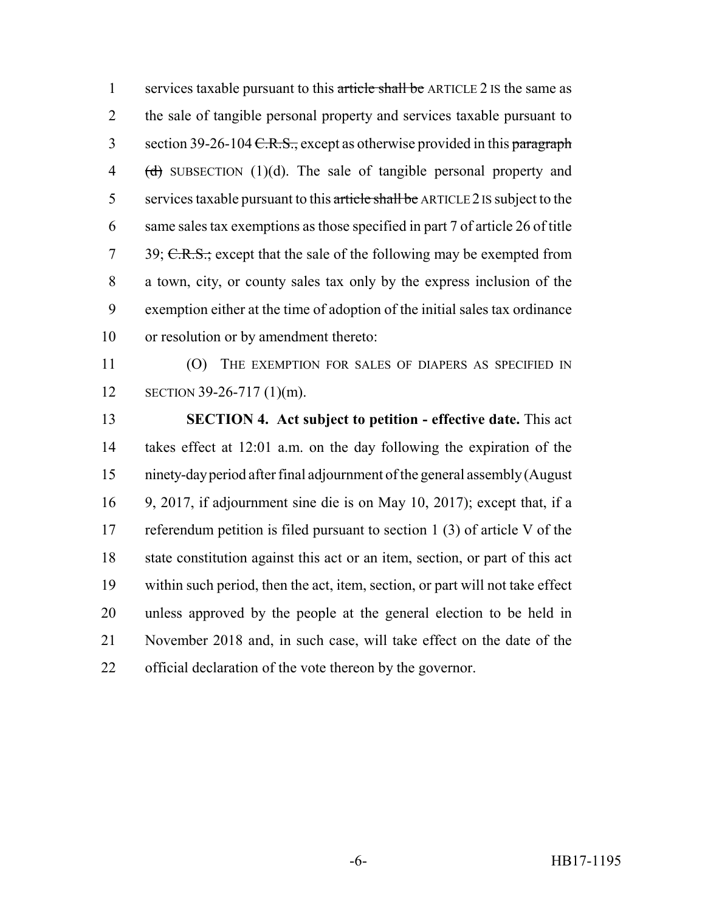1 services taxable pursuant to this ~~article shall be~~ ARTICLE 2 IS the same as
2 the sale of tangible personal property and services taxable pursuant to
3 section 39-26-104 ~~C.R.S.,~~ except as otherwise provided in this ~~paragraph~~
4 ~~(d)~~ SUBSECTION (1)(d). The sale of tangible personal property and
5 services taxable pursuant to this ~~article shall be~~ ARTICLE 2 IS subject to the
6 same sales tax exemptions as those specified in part 7 of article 26 of title
7 39; ~~C.R.S.;~~ except that the sale of the following may be exempted from
8 a town, city, or county sales tax only by the express inclusion of the
9 exemption either at the time of adoption of the initial sales tax ordinance
10 or resolution or by amendment thereto:

11 (O) THE EXEMPTION FOR SALES OF DIAPERS AS SPECIFIED IN
12 SECTION 39-26-717 (1)(m).

13 **SECTION 4. Act subject to petition - effective date.** This act
14 takes effect at 12:01 a.m. on the day following the expiration of the
15 ninety-day period after final adjournment of the general assembly (August
16 9, 2017, if adjournment sine die is on May 10, 2017); except that, if a
17 referendum petition is filed pursuant to section 1 (3) of article V of the
18 state constitution against this act or an item, section, or part of this act
19 within such period, then the act, item, section, or part will not take effect
20 unless approved by the people at the general election to be held in
21 November 2018 and, in such case, will take effect on the date of the
22 official declaration of the vote thereon by the governor.